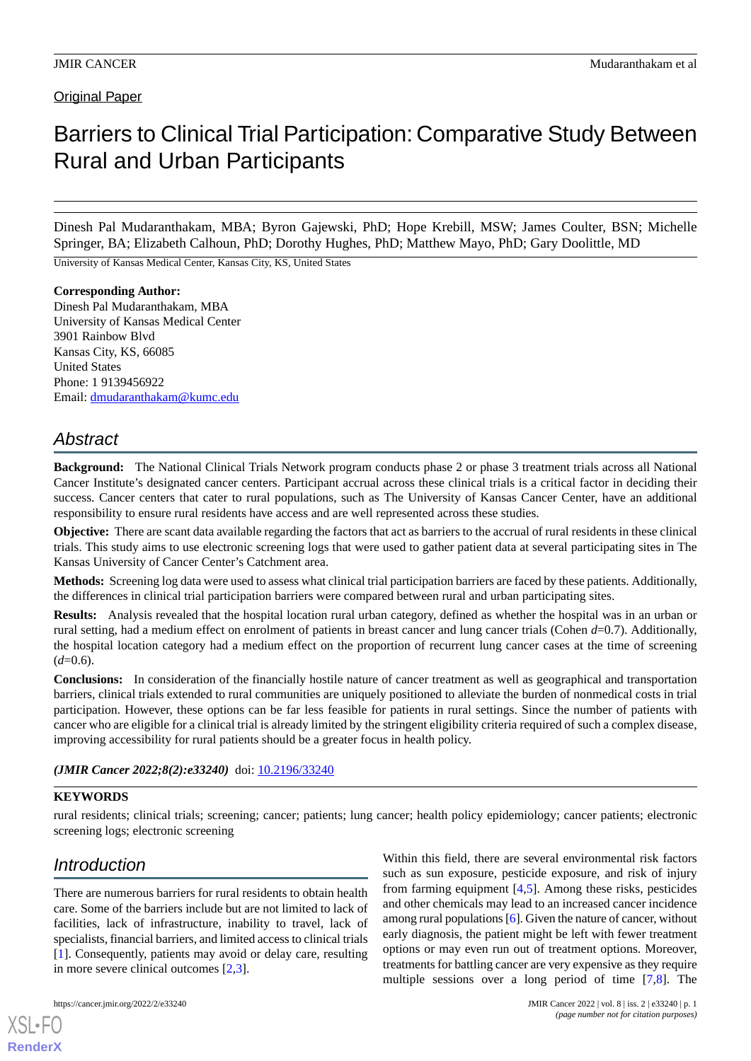Original Paper

# Barriers to Clinical Trial Participation: Comparative Study Between Rural and Urban Participants

Dinesh Pal Mudaranthakam, MBA; Byron Gajewski, PhD; Hope Krebill, MSW; James Coulter, BSN; Michelle Springer, BA; Elizabeth Calhoun, PhD; Dorothy Hughes, PhD; Matthew Mayo, PhD; Gary Doolittle, MD

University of Kansas Medical Center, Kansas City, KS, United States

**Corresponding Author:**
Dinesh Pal Mudaranthakam, MBA
University of Kansas Medical Center
3901 Rainbow Blvd
Kansas City, KS, 66085
United States
Phone: 1 9139456922
Email: dmudaranthakam@kumc.edu

## Abstract

**Background:** The National Clinical Trials Network program conducts phase 2 or phase 3 treatment trials across all National Cancer Institute's designated cancer centers. Participant accrual across these clinical trials is a critical factor in deciding their success. Cancer centers that cater to rural populations, such as The University of Kansas Cancer Center, have an additional responsibility to ensure rural residents have access and are well represented across these studies.

**Objective:** There are scant data available regarding the factors that act as barriers to the accrual of rural residents in these clinical trials. This study aims to use electronic screening logs that were used to gather patient data at several participating sites in The Kansas University of Cancer Center's Catchment area.

**Methods:** Screening log data were used to assess what clinical trial participation barriers are faced by these patients. Additionally, the differences in clinical trial participation barriers were compared between rural and urban participating sites.

**Results:** Analysis revealed that the hospital location rural urban category, defined as whether the hospital was in an urban or rural setting, had a medium effect on enrolment of patients in breast cancer and lung cancer trials (Cohen $d$=0.7). Additionally, the hospital location category had a medium effect on the proportion of recurrent lung cancer cases at the time of screening ($d$=0.6).

**Conclusions:** In consideration of the financially hostile nature of cancer treatment as well as geographical and transportation barriers, clinical trials extended to rural communities are uniquely positioned to alleviate the burden of nonmedical costs in trial participation. However, these options can be far less feasible for patients in rural settings. Since the number of patients with cancer who are eligible for a clinical trial is already limited by the stringent eligibility criteria required of such a complex disease, improving accessibility for rural patients should be a greater focus in health policy.

***(JMIR Cancer 2022;8(2):e33240)*** doi: 10.2196/33240

**KEYWORDS**

rural residents; clinical trials; screening; cancer; patients; lung cancer; health policy epidemiology; cancer patients; electronic screening logs; electronic screening

## Introduction

There are numerous barriers for rural residents to obtain health care. Some of the barriers include but are not limited to lack of facilities, lack of infrastructure, inability to travel, lack of specialists, financial barriers, and limited access to clinical trials [1]. Consequently, patients may avoid or delay care, resulting in more severe clinical outcomes [2,3].

Within this field, there are several environmental risk factors such as sun exposure, pesticide exposure, and risk of injury from farming equipment [4,5]. Among these risks, pesticides and other chemicals may lead to an increased cancer incidence among rural populations [6]. Given the nature of cancer, without early diagnosis, the patient might be left with fewer treatment options or may even run out of treatment options. Moreover, treatments for battling cancer are very expensive as they require multiple sessions over a long period of time [7,8]. The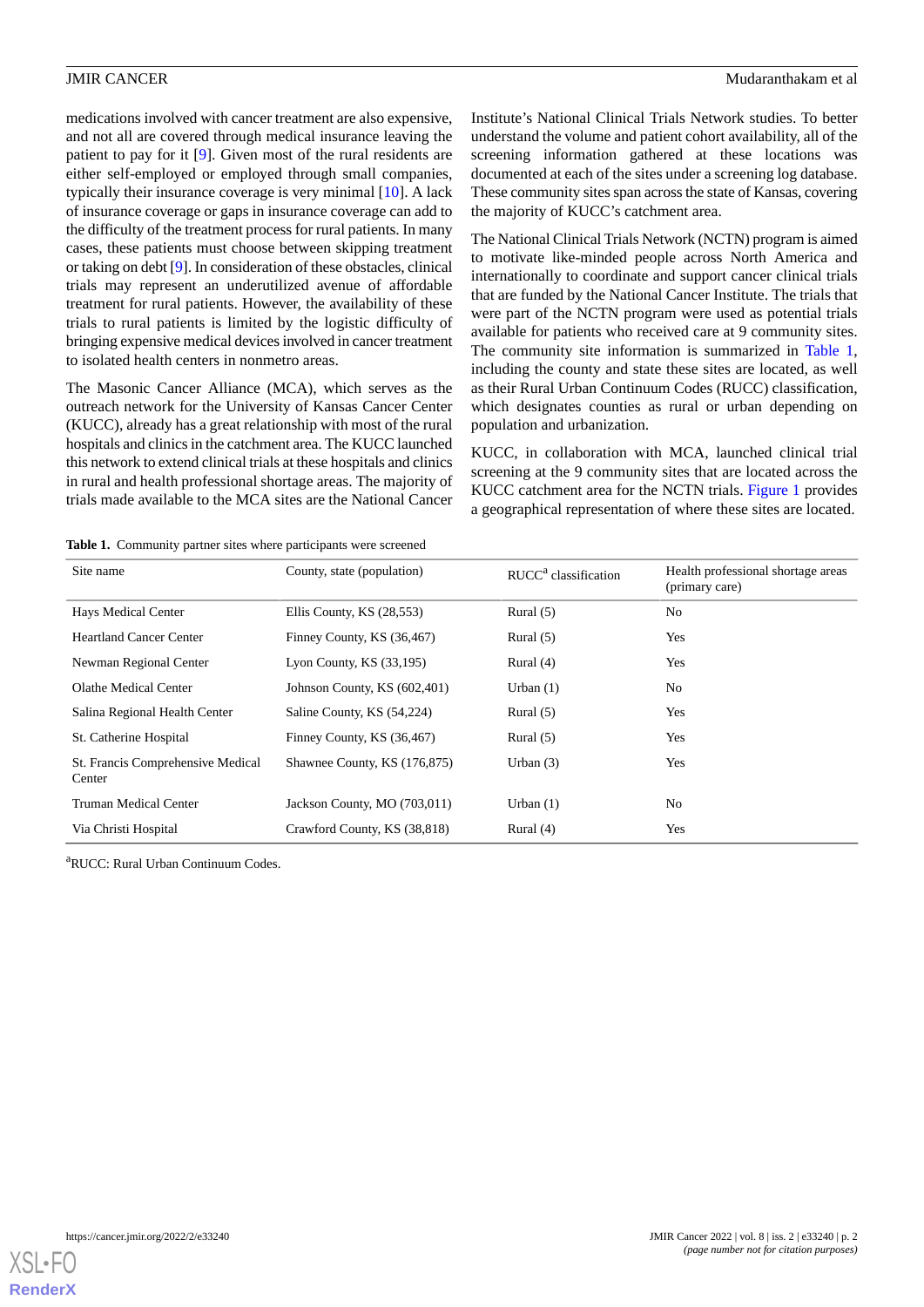medications involved with cancer treatment are also expensive, and not all are covered through medical insurance leaving the patient to pay for it [9]. Given most of the rural residents are either self-employed or employed through small companies, typically their insurance coverage is very minimal [10]. A lack of insurance coverage or gaps in insurance coverage can add to the difficulty of the treatment process for rural patients. In many cases, these patients must choose between skipping treatment or taking on debt [9]. In consideration of these obstacles, clinical trials may represent an underutilized avenue of affordable treatment for rural patients. However, the availability of these trials to rural patients is limited by the logistic difficulty of bringing expensive medical devices involved in cancer treatment to isolated health centers in nonmetro areas.

The Masonic Cancer Alliance (MCA), which serves as the outreach network for the University of Kansas Cancer Center (KUCC), already has a great relationship with most of the rural hospitals and clinics in the catchment area. The KUCC launched this network to extend clinical trials at these hospitals and clinics in rural and health professional shortage areas. The majority of trials made available to the MCA sites are the National Cancer Institute's National Clinical Trials Network studies. To better understand the volume and patient cohort availability, all of the screening information gathered at these locations was documented at each of the sites under a screening log database. These community sites span across the state of Kansas, covering the majority of KUCC's catchment area.

The National Clinical Trials Network (NCTN) program is aimed to motivate like-minded people across North America and internationally to coordinate and support cancer clinical trials that are funded by the National Cancer Institute. The trials that were part of the NCTN program were used as potential trials available for patients who received care at 9 community sites. The community site information is summarized in Table 1, including the county and state these sites are located, as well as their Rural Urban Continuum Codes (RUCC) classification, which designates counties as rural or urban depending on population and urbanization.

KUCC, in collaboration with MCA, launched clinical trial screening at the 9 community sites that are located across the KUCC catchment area for the NCTN trials. Figure 1 provides a geographical representation of where these sites are located.

**Table 1.** Community partner sites where participants were screened

| Site name | County, state (population) | RUCC[a] classification | Health professional shortage areas (primary care) |
|---|---|---|---|
| Hays Medical Center | Ellis County, KS (28,553) | Rural (5) | No |
| Heartland Cancer Center | Finney County, KS (36,467) | Rural (5) | Yes |
| Newman Regional Center | Lyon County, KS (33,195) | Rural (4) | Yes |
| Olathe Medical Center | Johnson County, KS (602,401) | Urban (1) | No |
| Salina Regional Health Center | Saline County, KS (54,224) | Rural (5) | Yes |
| St. Catherine Hospital | Finney County, KS (36,467) | Rural (5) | Yes |
| St. Francis Comprehensive Medical Center | Shawnee County, KS (176,875) | Urban (3) | Yes |
| Truman Medical Center | Jackson County, MO (703,011) | Urban (1) | No |
| Via Christi Hospital | Crawford County, KS (38,818) | Rural (4) | Yes |

[a]RUCC: Rural Urban Continuum Codes.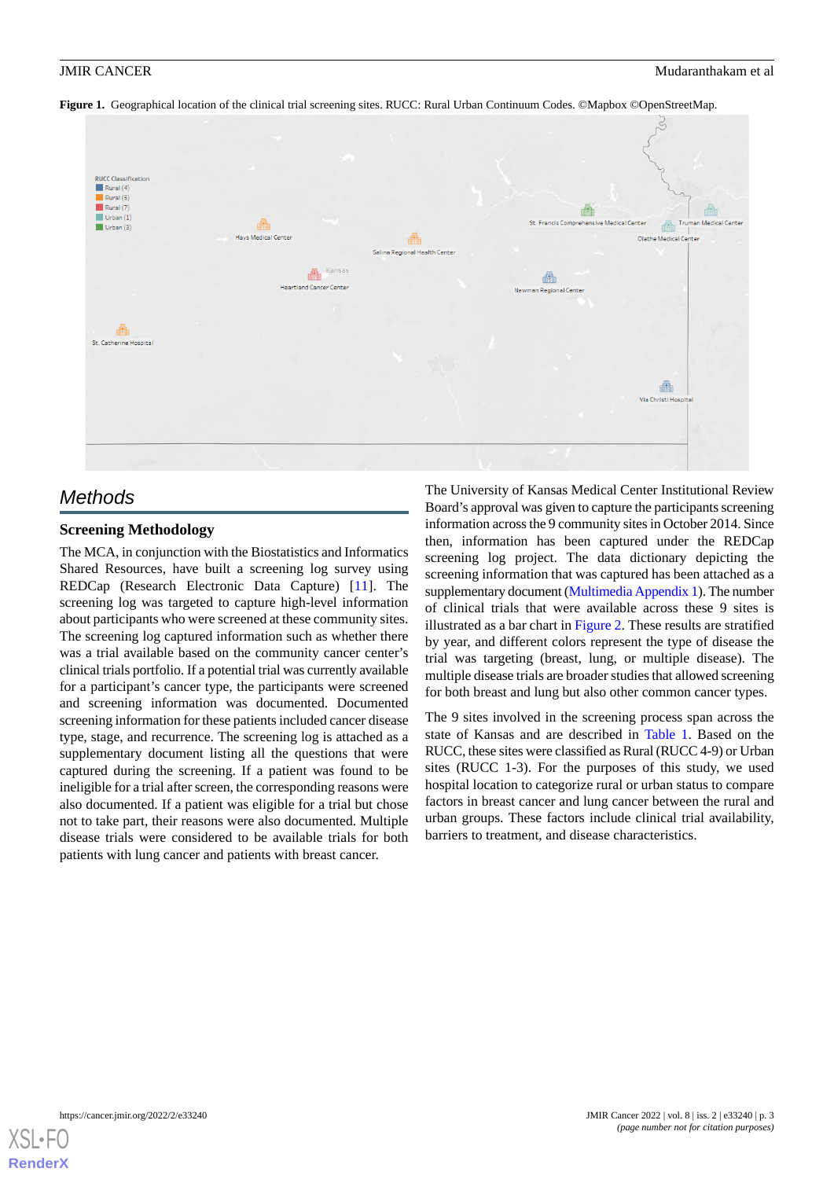**Figure 1.** Geographical location of the clinical trial screening sites. RUCC: Rural Urban Continuum Codes. ©Mapbox ©OpenStreetMap.

## Methods

### Screening Methodology

The MCA, in conjunction with the Biostatistics and Informatics Shared Resources, have built a screening log survey using REDCap (Research Electronic Data Capture) [11]. The screening log was targeted to capture high-level information about participants who were screened at these community sites. The screening log captured information such as whether there was a trial available based on the community cancer center's clinical trials portfolio. If a potential trial was currently available for a participant's cancer type, the participants were screened and screening information was documented. Documented screening information for these patients included cancer disease type, stage, and recurrence. The screening log is attached as a supplementary document listing all the questions that were captured during the screening. If a patient was found to be ineligible for a trial after screen, the corresponding reasons were also documented. If a patient was eligible for a trial but chose not to take part, their reasons were also documented. Multiple disease trials were considered to be available trials for both patients with lung cancer and patients with breast cancer.

The University of Kansas Medical Center Institutional Review Board's approval was given to capture the participants screening information across the 9 community sites in October 2014. Since then, information has been captured under the REDCap screening log project. The data dictionary depicting the screening information that was captured has been attached as a supplementary document (Multimedia Appendix 1). The number of clinical trials that were available across these 9 sites is illustrated as a bar chart in Figure 2. These results are stratified by year, and different colors represent the type of disease the trial was targeting (breast, lung, or multiple disease). The multiple disease trials are broader studies that allowed screening for both breast and lung but also other common cancer types.

The 9 sites involved in the screening process span across the state of Kansas and are described in Table 1. Based on the RUCC, these sites were classified as Rural (RUCC 4-9) or Urban sites (RUCC 1-3). For the purposes of this study, we used hospital location to categorize rural or urban status to compare factors in breast cancer and lung cancer between the rural and urban groups. These factors include clinical trial availability, barriers to treatment, and disease characteristics.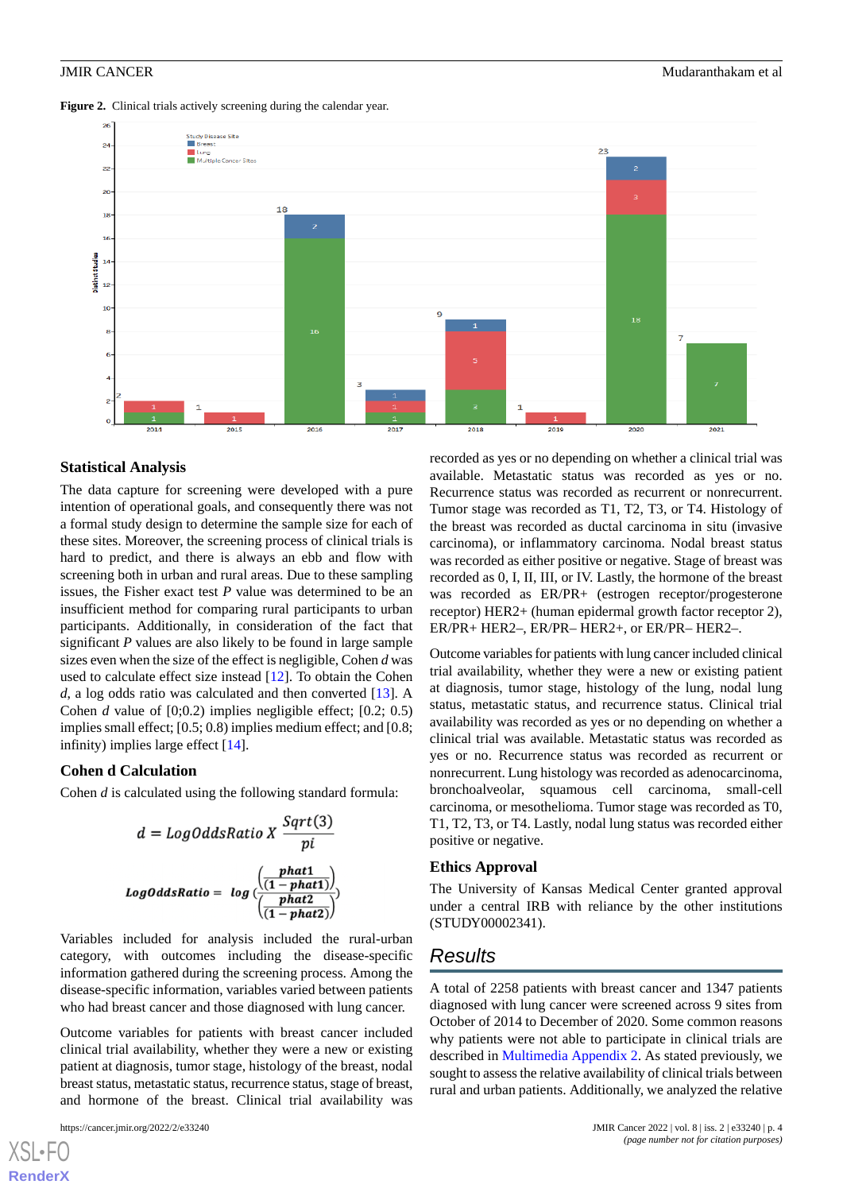**Figure 2.** Clinical trials actively screening during the calendar year.

## Statistical Analysis

The data capture for screening were developed with a pure intention of operational goals, and consequently there was not a formal study design to determine the sample size for each of these sites. Moreover, the screening process of clinical trials is hard to predict, and there is always an ebb and flow with screening both in urban and rural areas. Due to these sampling issues, the Fisher exact test *P* value was determined to be an insufficient method for comparing rural participants to urban participants. Additionally, in consideration of the fact that significant *P* values are also likely to be found in large sample sizes even when the size of the effect is negligible, Cohen *d* was used to calculate effect size instead [12]. To obtain the Cohen *d*, a log odds ratio was calculated and then converted [13]. A Cohen *d* value of [0;0.2) implies negligible effect; [0.2; 0.5) implies small effect; [0.5; 0.8) implies medium effect; and [0.8; infinity) implies large effect [14].

## Cohen d Calculation

Cohen *d* is calculated using the following standard formula:

$$d = LogOddsRatio\ X\ \frac{Sqrt(3)}{pi}$$

$$LogOddsRatio = log\left(\frac{\left(\frac{phat1}{(1-phat1)}\right)}{\left(\frac{phat2}{(1-phat2)}\right)}\right)$$

Variables included for analysis included the rural-urban category, with outcomes including the disease-specific information gathered during the screening process. Among the disease-specific information, variables varied between patients who had breast cancer and those diagnosed with lung cancer.

Outcome variables for patients with breast cancer included clinical trial availability, whether they were a new or existing patient at diagnosis, tumor stage, histology of the breast, nodal breast status, metastatic status, recurrence status, stage of breast, and hormone of the breast. Clinical trial availability was recorded as yes or no depending on whether a clinical trial was available. Metastatic status was recorded as yes or no. Recurrence status was recorded as recurrent or nonrecurrent. Tumor stage was recorded as T1, T2, T3, or T4. Histology of the breast was recorded as ductal carcinoma in situ (invasive carcinoma), or inflammatory carcinoma. Nodal breast status was recorded as either positive or negative. Stage of breast was recorded as 0, I, II, III, or IV. Lastly, the hormone of the breast was recorded as ER/PR+ (estrogen receptor/progesterone receptor) HER2+ (human epidermal growth factor receptor 2), ER/PR+ HER2–, ER/PR– HER2+, or ER/PR– HER2–.

Outcome variables for patients with lung cancer included clinical trial availability, whether they were a new or existing patient at diagnosis, tumor stage, histology of the lung, nodal lung status, metastatic status, and recurrence status. Clinical trial availability was recorded as yes or no depending on whether a clinical trial was available. Metastatic status was recorded as yes or no. Recurrence status was recorded as recurrent or nonrecurrent. Lung histology was recorded as adenocarcinoma, bronchoalveolar, squamous cell carcinoma, small-cell carcinoma, or mesothelioma. Tumor stage was recorded as T0, T1, T2, T3, or T4. Lastly, nodal lung status was recorded either positive or negative.

## Ethics Approval

The University of Kansas Medical Center granted approval under a central IRB with reliance by the other institutions (STUDY00002341).

# Results

A total of 2258 patients with breast cancer and 1347 patients diagnosed with lung cancer were screened across 9 sites from October of 2014 to December of 2020. Some common reasons why patients were not able to participate in clinical trials are described in Multimedia Appendix 2. As stated previously, we sought to assess the relative availability of clinical trials between rural and urban patients. Additionally, we analyzed the relative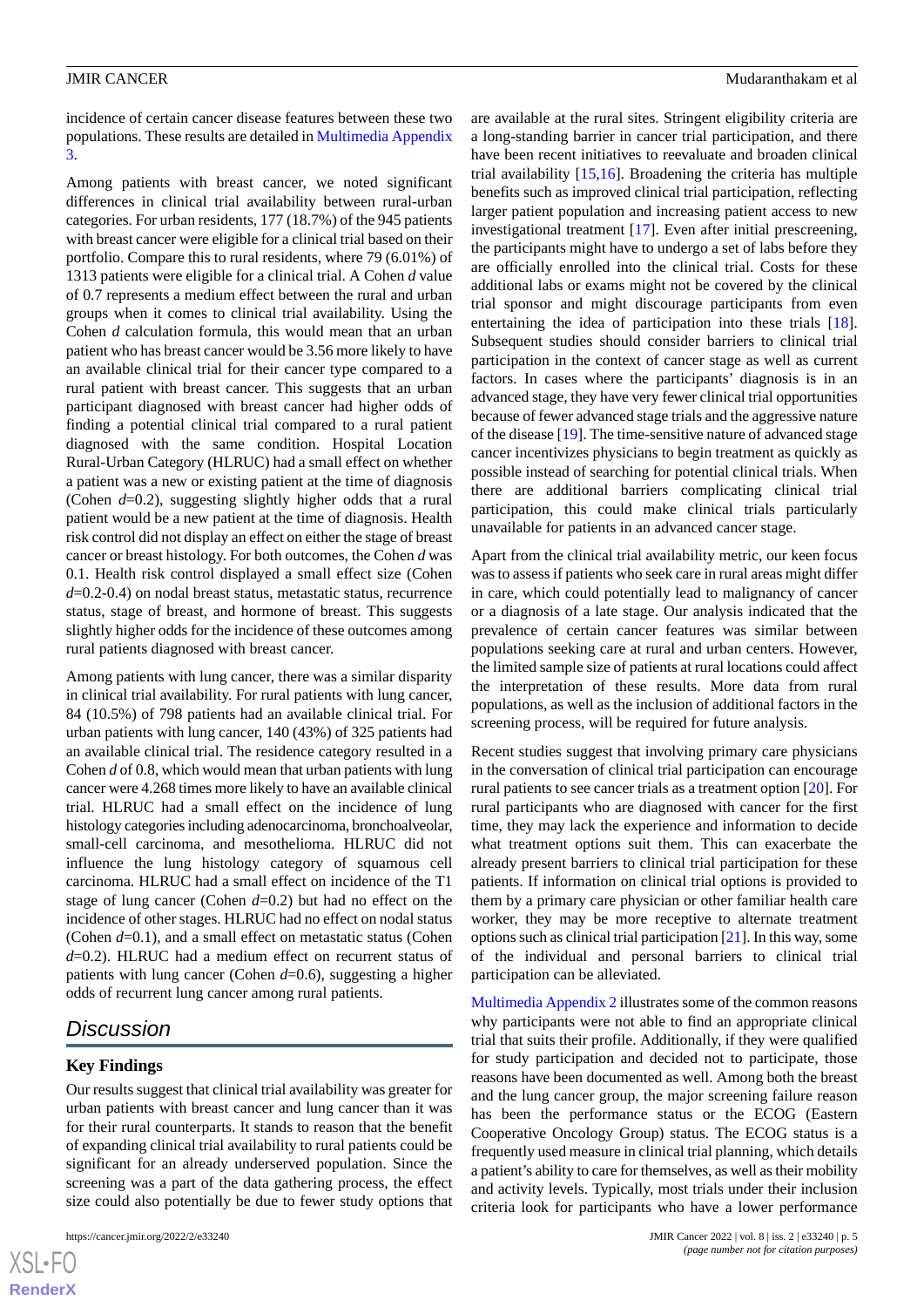incidence of certain cancer disease features between these two populations. These results are detailed in Multimedia Appendix 3.

Among patients with breast cancer, we noted significant differences in clinical trial availability between rural-urban categories. For urban residents, 177 (18.7%) of the 945 patients with breast cancer were eligible for a clinical trial based on their portfolio. Compare this to rural residents, where 79 (6.01%) of 1313 patients were eligible for a clinical trial. A Cohen *d* value of 0.7 represents a medium effect between the rural and urban groups when it comes to clinical trial availability. Using the Cohen *d* calculation formula, this would mean that an urban patient who has breast cancer would be 3.56 more likely to have an available clinical trial for their cancer type compared to a rural patient with breast cancer. This suggests that an urban participant diagnosed with breast cancer had higher odds of finding a potential clinical trial compared to a rural patient diagnosed with the same condition. Hospital Location Rural-Urban Category (HLRUC) had a small effect on whether a patient was a new or existing patient at the time of diagnosis (Cohen *d*=0.2), suggesting slightly higher odds that a rural patient would be a new patient at the time of diagnosis. Health risk control did not display an effect on either the stage of breast cancer or breast histology. For both outcomes, the Cohen *d* was 0.1. Health risk control displayed a small effect size (Cohen *d*=0.2-0.4) on nodal breast status, metastatic status, recurrence status, stage of breast, and hormone of breast. This suggests slightly higher odds for the incidence of these outcomes among rural patients diagnosed with breast cancer.

Among patients with lung cancer, there was a similar disparity in clinical trial availability. For rural patients with lung cancer, 84 (10.5%) of 798 patients had an available clinical trial. For urban patients with lung cancer, 140 (43%) of 325 patients had an available clinical trial. The residence category resulted in a Cohen *d* of 0.8, which would mean that urban patients with lung cancer were 4.268 times more likely to have an available clinical trial. HLRUC had a small effect on the incidence of lung histology categories including adenocarcinoma, bronchoalveolar, small-cell carcinoma, and mesothelioma. HLRUC did not influence the lung histology category of squamous cell carcinoma. HLRUC had a small effect on incidence of the T1 stage of lung cancer (Cohen *d*=0.2) but had no effect on the incidence of other stages. HLRUC had no effect on nodal status (Cohen *d*=0.1), and a small effect on metastatic status (Cohen *d*=0.2). HLRUC had a medium effect on recurrent status of patients with lung cancer (Cohen *d*=0.6), suggesting a higher odds of recurrent lung cancer among rural patients.

## Discussion

### Key Findings

Our results suggest that clinical trial availability was greater for urban patients with breast cancer and lung cancer than it was for their rural counterparts. It stands to reason that the benefit of expanding clinical trial availability to rural patients could be significant for an already underserved population. Since the screening was a part of the data gathering process, the effect size could also potentially be due to fewer study options that are available at the rural sites. Stringent eligibility criteria are a long-standing barrier in cancer trial participation, and there have been recent initiatives to reevaluate and broaden clinical trial availability [15,16]. Broadening the criteria has multiple benefits such as improved clinical trial participation, reflecting larger patient population and increasing patient access to new investigational treatment [17]. Even after initial prescreening, the participants might have to undergo a set of labs before they are officially enrolled into the clinical trial. Costs for these additional labs or exams might not be covered by the clinical trial sponsor and might discourage participants from even entertaining the idea of participation into these trials [18]. Subsequent studies should consider barriers to clinical trial participation in the context of cancer stage as well as current factors. In cases where the participants' diagnosis is in an advanced stage, they have very fewer clinical trial opportunities because of fewer advanced stage trials and the aggressive nature of the disease [19]. The time-sensitive nature of advanced stage cancer incentivizes physicians to begin treatment as quickly as possible instead of searching for potential clinical trials. When there are additional barriers complicating clinical trial participation, this could make clinical trials particularly unavailable for patients in an advanced cancer stage.

Apart from the clinical trial availability metric, our keen focus was to assess if patients who seek care in rural areas might differ in care, which could potentially lead to malignancy of cancer or a diagnosis of a late stage. Our analysis indicated that the prevalence of certain cancer features was similar between populations seeking care at rural and urban centers. However, the limited sample size of patients at rural locations could affect the interpretation of these results. More data from rural populations, as well as the inclusion of additional factors in the screening process, will be required for future analysis.

Recent studies suggest that involving primary care physicians in the conversation of clinical trial participation can encourage rural patients to see cancer trials as a treatment option [20]. For rural participants who are diagnosed with cancer for the first time, they may lack the experience and information to decide what treatment options suit them. This can exacerbate the already present barriers to clinical trial participation for these patients. If information on clinical trial options is provided to them by a primary care physician or other familiar health care worker, they may be more receptive to alternate treatment options such as clinical trial participation [21]. In this way, some of the individual and personal barriers to clinical trial participation can be alleviated.

Multimedia Appendix 2 illustrates some of the common reasons why participants were not able to find an appropriate clinical trial that suits their profile. Additionally, if they were qualified for study participation and decided not to participate, those reasons have been documented as well. Among both the breast and the lung cancer group, the major screening failure reason has been the performance status or the ECOG (Eastern Cooperative Oncology Group) status. The ECOG status is a frequently used measure in clinical trial planning, which details a patient's ability to care for themselves, as well as their mobility and activity levels. Typically, most trials under their inclusion criteria look for participants who have a lower performance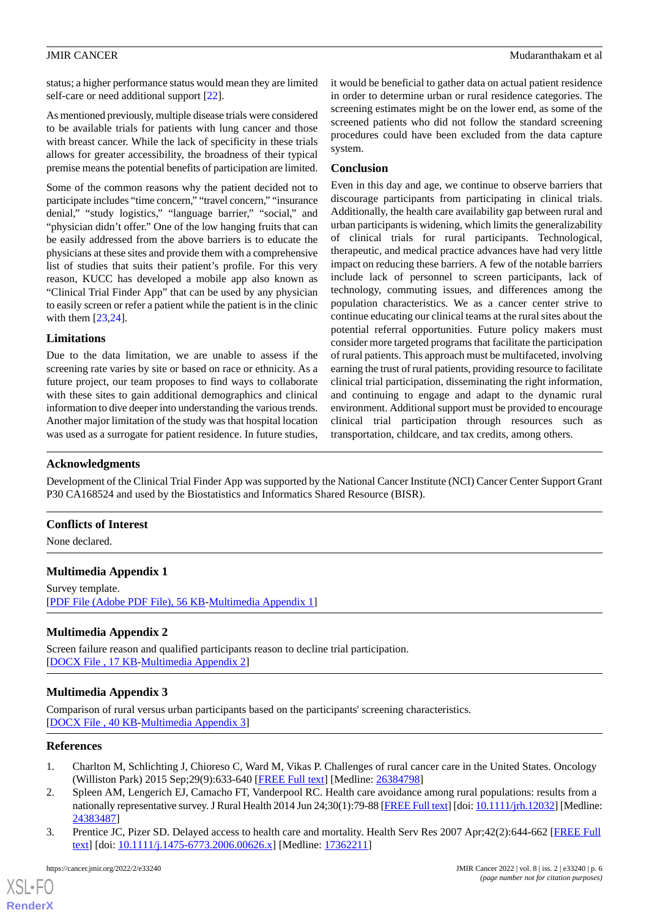status; a higher performance status would mean they are limited self-care or need additional support [22].

As mentioned previously, multiple disease trials were considered to be available trials for patients with lung cancer and those with breast cancer. While the lack of specificity in these trials allows for greater accessibility, the broadness of their typical premise means the potential benefits of participation are limited.

Some of the common reasons why the patient decided not to participate includes "time concern," "travel concern," "insurance denial," "study logistics," "language barrier," "social," and "physician didn't offer." One of the low hanging fruits that can be easily addressed from the above barriers is to educate the physicians at these sites and provide them with a comprehensive list of studies that suits their patient's profile. For this very reason, KUCC has developed a mobile app also known as "Clinical Trial Finder App" that can be used by any physician to easily screen or refer a patient while the patient is in the clinic with them [23,24].

### Limitations

Due to the data limitation, we are unable to assess if the screening rate varies by site or based on race or ethnicity. As a future project, our team proposes to find ways to collaborate with these sites to gain additional demographics and clinical information to dive deeper into understanding the various trends. Another major limitation of the study was that hospital location was used as a surrogate for patient residence. In future studies, it would be beneficial to gather data on actual patient residence in order to determine urban or rural residence categories. The screening estimates might be on the lower end, as some of the screened patients who did not follow the standard screening procedures could have been excluded from the data capture system.

### Conclusion

Even in this day and age, we continue to observe barriers that discourage participants from participating in clinical trials. Additionally, the health care availability gap between rural and urban participants is widening, which limits the generalizability of clinical trials for rural participants. Technological, therapeutic, and medical practice advances have had very little impact on reducing these barriers. A few of the notable barriers include lack of personnel to screen participants, lack of technology, commuting issues, and differences among the population characteristics. We as a cancer center strive to continue educating our clinical teams at the rural sites about the potential referral opportunities. Future policy makers must consider more targeted programs that facilitate the participation of rural patients. This approach must be multifaceted, involving earning the trust of rural patients, providing resource to facilitate clinical trial participation, disseminating the right information, and continuing to engage and adapt to the dynamic rural environment. Additional support must be provided to encourage clinical trial participation through resources such as transportation, childcare, and tax credits, among others.

## Acknowledgments

Development of the Clinical Trial Finder App was supported by the National Cancer Institute (NCI) Cancer Center Support Grant P30 CA168524 and used by the Biostatistics and Informatics Shared Resource (BISR).

## Conflicts of Interest

None declared.

## Multimedia Appendix 1

Survey template.
[PDF File (Adobe PDF File), 56 KB-Multimedia Appendix 1]

## Multimedia Appendix 2

Screen failure reason and qualified participants reason to decline trial participation.
[DOCX File , 17 KB-Multimedia Appendix 2]

## Multimedia Appendix 3

Comparison of rural versus urban participants based on the participants' screening characteristics.
[DOCX File , 40 KB-Multimedia Appendix 3]

## References

1. Charlton M, Schlichting J, Chioreso C, Ward M, Vikas P. Challenges of rural cancer care in the United States. Oncology (Williston Park) 2015 Sep;29(9):633-640 [FREE Full text] [Medline: 26384798]
2. Spleen AM, Lengerich EJ, Camacho FT, Vanderpool RC. Health care avoidance among rural populations: results from a nationally representative survey. J Rural Health 2014 Jun 24;30(1):79-88 [FREE Full text] [doi: 10.1111/jrh.12032] [Medline: 24383487]
3. Prentice JC, Pizer SD. Delayed access to health care and mortality. Health Serv Res 2007 Apr;42(2):644-662 [FREE Full text] [doi: 10.1111/j.1475-6773.2006.00626.x] [Medline: 17362211]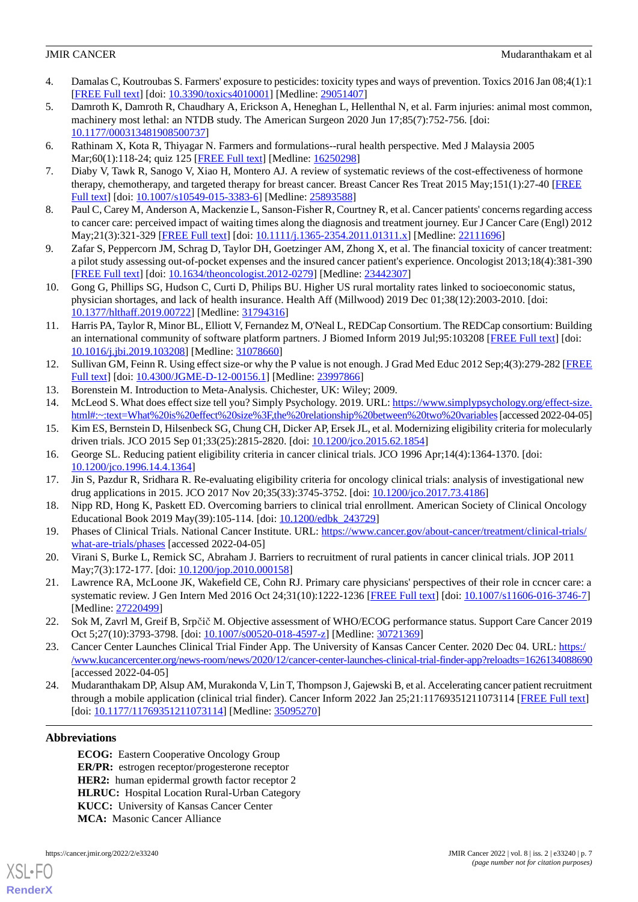4. Damalas C, Koutroubas S. Farmers' exposure to pesticides: toxicity types and ways of prevention. Toxics 2016 Jan 08;4(1):1 [FREE Full text] [doi: 10.3390/toxics4010001] [Medline: 29051407]
5. Damroth K, Damroth R, Chaudhary A, Erickson A, Heneghan L, Hellenthal N, et al. Farm injuries: animal most common, machinery most lethal: an NTDB study. The American Surgeon 2020 Jun 17;85(7):752-756. [doi: 10.1177/000313481908500737]
6. Rathinam X, Kota R, Thiyagar N. Farmers and formulations--rural health perspective. Med J Malaysia 2005 Mar;60(1):118-24; quiz 125 [FREE Full text] [Medline: 16250298]
7. Diaby V, Tawk R, Sanogo V, Xiao H, Montero AJ. A review of systematic reviews of the cost-effectiveness of hormone therapy, chemotherapy, and targeted therapy for breast cancer. Breast Cancer Res Treat 2015 May;151(1):27-40 [FREE Full text] [doi: 10.1007/s10549-015-3383-6] [Medline: 25893588]
8. Paul C, Carey M, Anderson A, Mackenzie L, Sanson-Fisher R, Courtney R, et al. Cancer patients' concerns regarding access to cancer care: perceived impact of waiting times along the diagnosis and treatment journey. Eur J Cancer Care (Engl) 2012 May;21(3):321-329 [FREE Full text] [doi: 10.1111/j.1365-2354.2011.01311.x] [Medline: 22111696]
9. Zafar S, Peppercorn JM, Schrag D, Taylor DH, Goetzinger AM, Zhong X, et al. The financial toxicity of cancer treatment: a pilot study assessing out-of-pocket expenses and the insured cancer patient's experience. Oncologist 2013;18(4):381-390 [FREE Full text] [doi: 10.1634/theoncologist.2012-0279] [Medline: 23442307]
10. Gong G, Phillips SG, Hudson C, Curti D, Philips BU. Higher US rural mortality rates linked to socioeconomic status, physician shortages, and lack of health insurance. Health Aff (Millwood) 2019 Dec 01;38(12):2003-2010. [doi: 10.1377/hlthaff.2019.00722] [Medline: 31794316]
11. Harris PA, Taylor R, Minor BL, Elliott V, Fernandez M, O'Neal L, REDCap Consortium. The REDCap consortium: Building an international community of software platform partners. J Biomed Inform 2019 Jul;95:103208 [FREE Full text] [doi: 10.1016/j.jbi.2019.103208] [Medline: 31078660]
12. Sullivan GM, Feinn R. Using effect size-or why the P value is not enough. J Grad Med Educ 2012 Sep;4(3):279-282 [FREE Full text] [doi: 10.4300/JGME-D-12-00156.1] [Medline: 23997866]
13. Borenstein M. Introduction to Meta-Analysis. Chichester, UK: Wiley; 2009.
14. McLeod S. What does effect size tell you? Simply Psychology. 2019. URL: https://www.simplypsychology.org/effect-size.html#:~:text=What%20is%20effect%20size%3F,the%20relationship%20between%20two%20variables [accessed 2022-04-05]
15. Kim ES, Bernstein D, Hilsenbeck SG, Chung CH, Dicker AP, Ersek JL, et al. Modernizing eligibility criteria for molecularly driven trials. JCO 2015 Sep 01;33(25):2815-2820. [doi: 10.1200/jco.2015.62.1854]
16. George SL. Reducing patient eligibility criteria in cancer clinical trials. JCO 1996 Apr;14(4):1364-1370. [doi: 10.1200/jco.1996.14.4.1364]
17. Jin S, Pazdur R, Sridhara R. Re-evaluating eligibility criteria for oncology clinical trials: analysis of investigational new drug applications in 2015. JCO 2017 Nov 20;35(33):3745-3752. [doi: 10.1200/jco.2017.73.4186]
18. Nipp RD, Hong K, Paskett ED. Overcoming barriers to clinical trial enrollment. American Society of Clinical Oncology Educational Book 2019 May(39):105-114. [doi: 10.1200/edbk_243729]
19. Phases of Clinical Trials. National Cancer Institute. URL: https://www.cancer.gov/about-cancer/treatment/clinical-trials/what-are-trials/phases [accessed 2022-04-05]
20. Virani S, Burke L, Remick SC, Abraham J. Barriers to recruitment of rural patients in cancer clinical trials. JOP 2011 May;7(3):172-177. [doi: 10.1200/jop.2010.000158]
21. Lawrence RA, McLoone JK, Wakefield CE, Cohn RJ. Primary care physicians' perspectives of their role in ccncer care: a systematic review. J Gen Intern Med 2016 Oct 24;31(10):1222-1236 [FREE Full text] [doi: 10.1007/s11606-016-3746-7] [Medline: 27220499]
22. Sok M, Zavrl M, Greif B, Srpčič M. Objective assessment of WHO/ECOG performance status. Support Care Cancer 2019 Oct 5;27(10):3793-3798. [doi: 10.1007/s00520-018-4597-z] [Medline: 30721369]
23. Cancer Center Launches Clinical Trial Finder App. The University of Kansas Cancer Center. 2020 Dec 04. URL: https://www.kucancercenter.org/news-room/news/2020/12/cancer-center-launches-clinical-trial-finder-app?reloadts=1626134088690 [accessed 2022-04-05]
24. Mudaranthakam DP, Alsup AM, Murakonda V, Lin T, Thompson J, Gajewski B, et al. Accelerating cancer patient recruitment through a mobile application (clinical trial finder). Cancer Inform 2022 Jan 25;21:11769351211073114 [FREE Full text] [doi: 10.1177/11769351211073114] [Medline: 35095270]

## Abbreviations

**ECOG:** Eastern Cooperative Oncology Group
**ER/PR:** estrogen receptor/progesterone receptor
**HER2:** human epidermal growth factor receptor 2
**HLRUC:** Hospital Location Rural-Urban Category
**KUCC:** University of Kansas Cancer Center
**MCA:** Masonic Cancer Alliance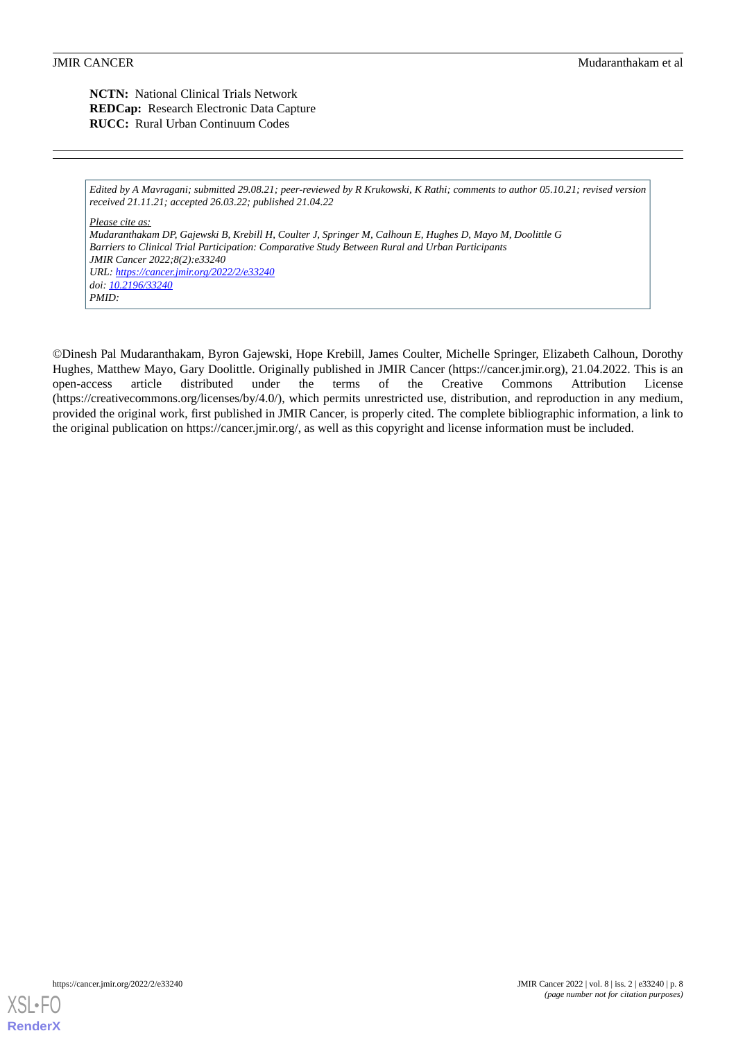**NCTN:** National Clinical Trials Network
**REDCap:** Research Electronic Data Capture
**RUCC:** Rural Urban Continuum Codes

---

*Edited by A Mavragani; submitted 29.08.21; peer-reviewed by R Krukowski, K Rathi; comments to author 05.10.21; revised version received 21.11.21; accepted 26.03.22; published 21.04.22*

*Please cite as:*
*Mudaranthakam DP, Gajewski B, Krebill H, Coulter J, Springer M, Calhoun E, Hughes D, Mayo M, Doolittle G*
*Barriers to Clinical Trial Participation: Comparative Study Between Rural and Urban Participants*
*JMIR Cancer 2022;8(2):e33240*
*URL: https://cancer.jmir.org/2022/2/e33240*
*doi: 10.2196/33240*
*PMID:*

©Dinesh Pal Mudaranthakam, Byron Gajewski, Hope Krebill, James Coulter, Michelle Springer, Elizabeth Calhoun, Dorothy Hughes, Matthew Mayo, Gary Doolittle. Originally published in JMIR Cancer (https://cancer.jmir.org), 21.04.2022. This is an open-access article distributed under the terms of the Creative Commons Attribution License (https://creativecommons.org/licenses/by/4.0/), which permits unrestricted use, distribution, and reproduction in any medium, provided the original work, first published in JMIR Cancer, is properly cited. The complete bibliographic information, a link to the original publication on https://cancer.jmir.org/, as well as this copyright and license information must be included.